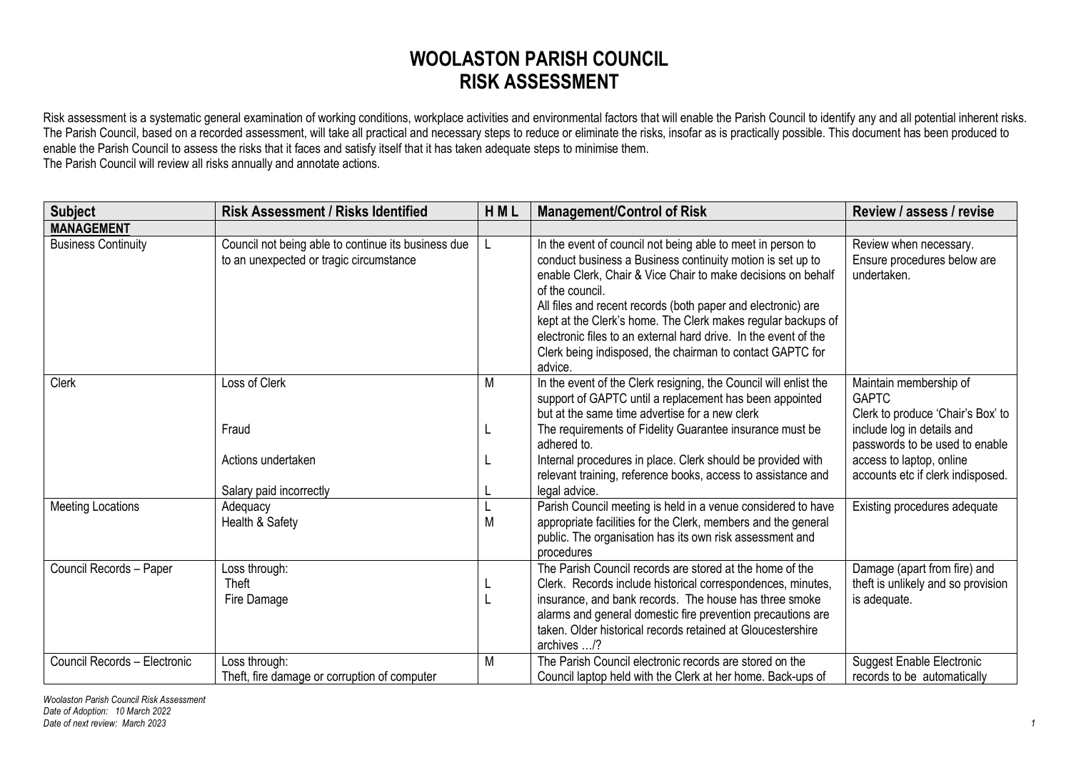# WOOLASTON PARISH COUNCIL
# RISK ASSESSMENT

Risk assessment is a systematic general examination of working conditions, workplace activities and environmental factors that will enable the Parish Council to identify any and all potential inherent risks. The Parish Council, based on a recorded assessment, will take all practical and necessary steps to reduce or eliminate the risks, insofar as is practically possible. This document has been produced to enable the Parish Council to assess the risks that it faces and satisfy itself that it has taken adequate steps to minimise them.
The Parish Council will review all risks annually and annotate actions.

| Subject | Risk Assessment / Risks Identified | H M L | Management/Control of Risk | Review / assess / revise |
|---|---|---|---|---|
| **MANAGEMENT** | | | | |
| Business Continuity | Council not being able to continue its business due to an unexpected or tragic circumstance | L | In the event of council not being able to meet in person to conduct business a Business continuity motion is set up to enable Clerk, Chair & Vice Chair to make decisions on behalf of the council.<br>All files and recent records (both paper and electronic) are kept at the Clerk's home. The Clerk makes regular backups of electronic files to an external hard drive. In the event of the Clerk being indisposed, the chairman to contact GAPTC for advice. | Review when necessary.<br>Ensure procedures below are undertaken. |
| Clerk | Loss of Clerk<br><br>Fraud<br><br>Actions undertaken<br><br>Salary paid incorrectly | M<br><br>L<br><br>L<br><br>L | In the event of the Clerk resigning, the Council will enlist the support of GAPTC until a replacement has been appointed but at the same time advertise for a new clerk<br>The requirements of Fidelity Guarantee insurance must be adhered to.<br>Internal procedures in place. Clerk should be provided with relevant training, reference books, access to assistance and legal advice. | Maintain membership of GAPTC<br>Clerk to produce 'Chair's Box' to include log in details and passwords to be used to enable access to laptop, online accounts etc if clerk indisposed. |
| Meeting Locations | Adequacy<br>Health & Safety | L<br>M | Parish Council meeting is held in a venue considered to have appropriate facilities for the Clerk, members and the general public. The organisation has its own risk assessment and procedures | Existing procedures adequate |
| Council Records – Paper | Loss through:<br>Theft<br>Fire Damage | <br>L<br>L | The Parish Council records are stored at the home of the Clerk. Records include historical correspondences, minutes, insurance, and bank records. The house has three smoke alarms and general domestic fire prevention precautions are taken. Older historical records retained at Gloucestershire archives …/? | Damage (apart from fire) and theft is unlikely and so provision is adequate. |
| Council Records – Electronic | Loss through:<br>Theft, fire damage or corruption of computer | M | The Parish Council electronic records are stored on the Council laptop held with the Clerk at her home. Back-ups of | Suggest Enable Electronic records to be automatically |

*Woolaston Parish Council Risk Assessment*
*Date of Adoption: 10 March 2022*
*Date of next review: March 2023*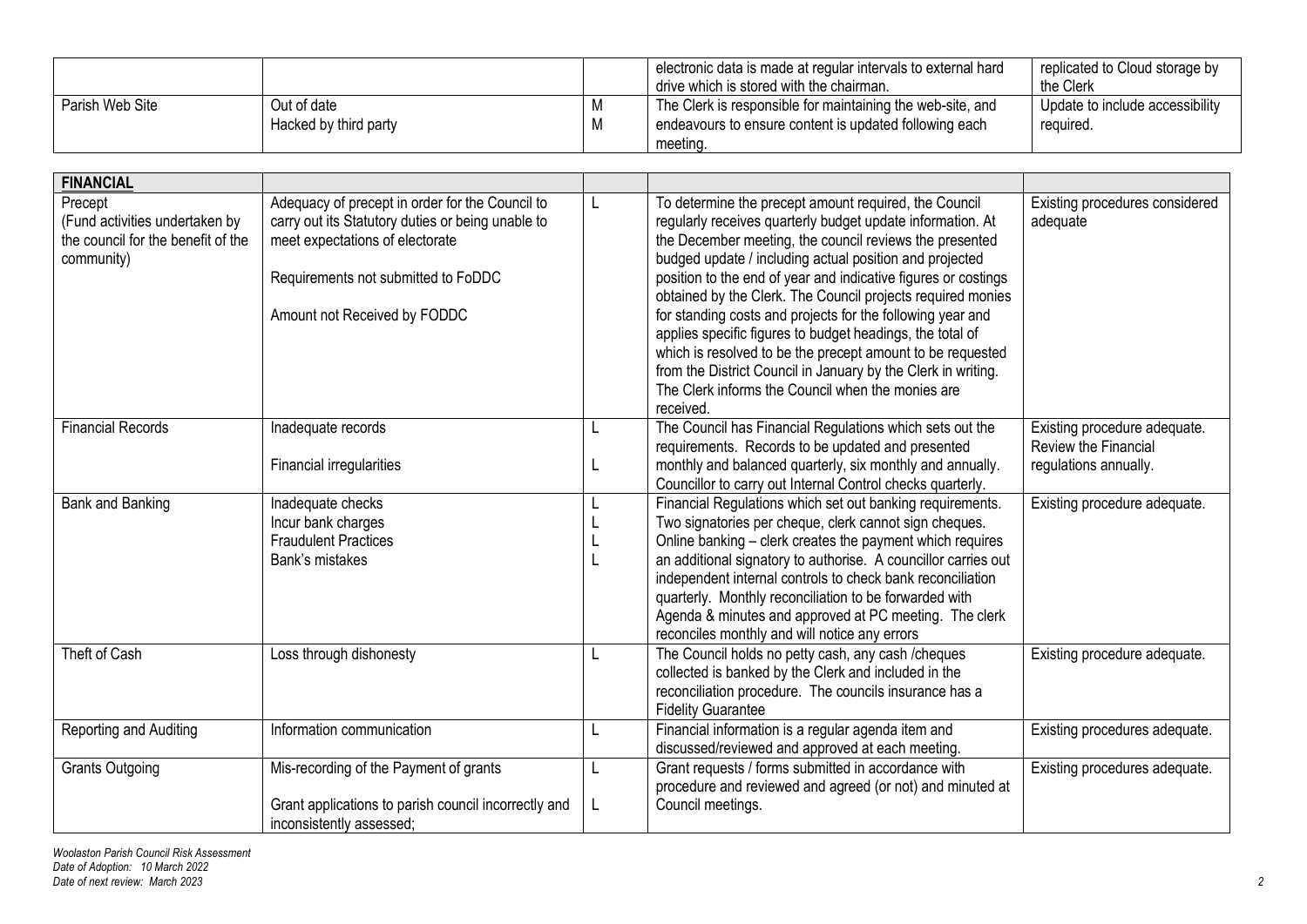|  |  |  | electronic data is made at regular intervals to external hard drive which is stored with the chairman. | replicated to Cloud storage by the Clerk |
|---|---|---|---|---|
| Parish Web Site | Out of date<br>Hacked by third party | M<br>M | The Clerk is responsible for maintaining the web-site, and endeavours to ensure content is updated following each meeting. | Update to include accessibility required. |

| **FINANCIAL** |  |  |  |  |
|---|---|---|---|---|
| Precept<br>(Fund activities undertaken by the council for the benefit of the community) | Adequacy of precept in order for the Council to carry out its Statutory duties or being unable to meet expectations of electorate<br><br>Requirements not submitted to FoDDC<br><br>Amount not Received by FODDC | L | To determine the precept amount required, the Council regularly receives quarterly budget update information. At the December meeting, the council reviews the presented budged update / including actual position and projected position to the end of year and indicative figures or costings obtained by the Clerk. The Council projects required monies for standing costs and projects for the following year and applies specific figures to budget headings, the total of which is resolved to be the precept amount to be requested from the District Council in January by the Clerk in writing. The Clerk informs the Council when the monies are received. | Existing procedures considered adequate |
| Financial Records | Inadequate records<br><br>Financial irregularities | L<br><br>L | The Council has Financial Regulations which sets out the requirements. Records to be updated and presented monthly and balanced quarterly, six monthly and annually. Councillor to carry out Internal Control checks quarterly. | Existing procedure adequate. Review the Financial regulations annually. |
| Bank and Banking | Inadequate checks<br>Incur bank charges<br>Fraudulent Practices<br>Bank's mistakes | L<br>L<br>L<br>L | Financial Regulations which set out banking requirements. Two signatories per cheque, clerk cannot sign cheques. Online banking – clerk creates the payment which requires an additional signatory to authorise. A councillor carries out independent internal controls to check bank reconciliation quarterly. Monthly reconciliation to be forwarded with Agenda & minutes and approved at PC meeting. The clerk reconciles monthly and will notice any errors | Existing procedure adequate. |
| Theft of Cash | Loss through dishonesty | L | The Council holds no petty cash, any cash /cheques collected is banked by the Clerk and included in the reconciliation procedure. The councils insurance has a Fidelity Guarantee | Existing procedure adequate. |
| Reporting and Auditing | Information communication | L | Financial information is a regular agenda item and discussed/reviewed and approved at each meeting. | Existing procedures adequate. |
| Grants Outgoing | Mis-recording of the Payment of grants<br><br>Grant applications to parish council incorrectly and inconsistently assessed; | L<br><br>L | Grant requests / forms submitted in accordance with procedure and reviewed and agreed (or not) and minuted at Council meetings. | Existing procedures adequate. |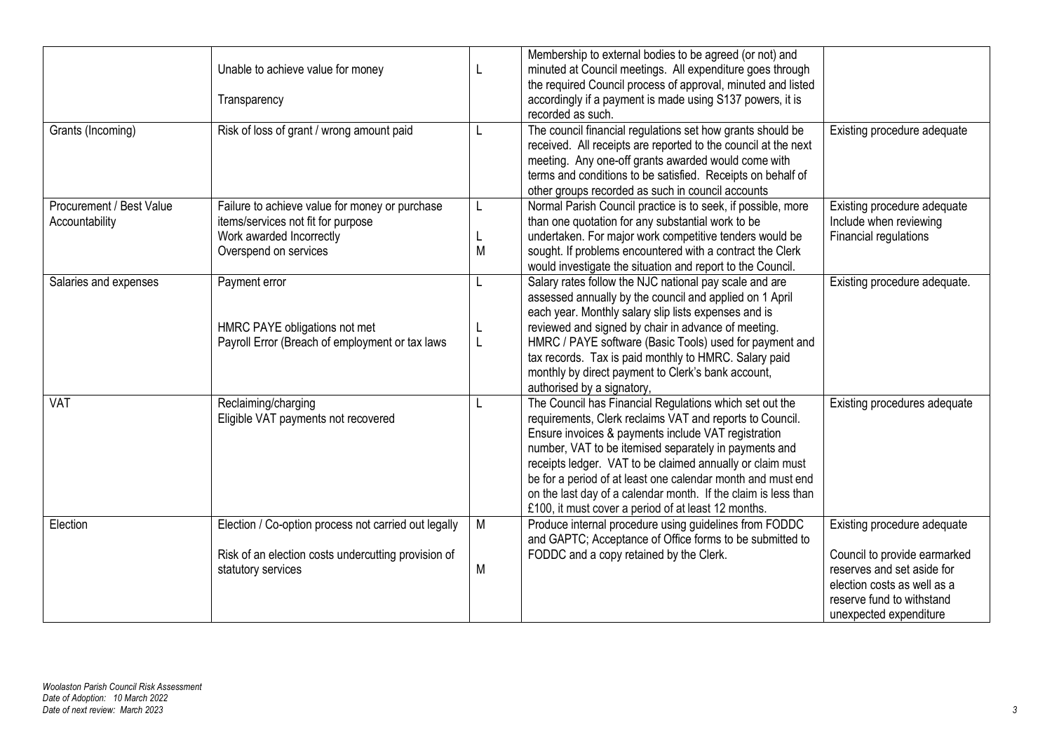| | | | | |
|---|---|---|---|---|
| | Unable to achieve value for money<br><br>Transparency | L | Membership to external bodies to be agreed (or not) and minuted at Council meetings. All expenditure goes through the required Council process of approval, minuted and listed accordingly if a payment is made using S137 powers, it is recorded as such. | |
| Grants (Incoming) | Risk of loss of grant / wrong amount paid | L | The council financial regulations set how grants should be received. All receipts are reported to the council at the next meeting. Any one-off grants awarded would come with terms and conditions to be satisfied. Receipts on behalf of other groups recorded as such in council accounts | Existing procedure adequate |
| Procurement / Best Value Accountability | Failure to achieve value for money or purchase items/services not fit for purpose<br>Work awarded Incorrectly<br>Overspend on services | L<br><br>L<br>M | Normal Parish Council practice is to seek, if possible, more than one quotation for any substantial work to be undertaken. For major work competitive tenders would be sought. If problems encountered with a contract the Clerk would investigate the situation and report to the Council. | Existing procedure adequate<br>Include when reviewing Financial regulations |
| Salaries and expenses | Payment error<br><br><br>HMRC PAYE obligations not met<br>Payroll Error (Breach of employment or tax laws | L<br><br><br>L<br>L | Salary rates follow the NJC national pay scale and are assessed annually by the council and applied on 1 April each year. Monthly salary slip lists expenses and is reviewed and signed by chair in advance of meeting. HMRC / PAYE software (Basic Tools) used for payment and tax records. Tax is paid monthly to HMRC. Salary paid monthly by direct payment to Clerk's bank account, authorised by a signatory, | Existing procedure adequate. |
| VAT | Reclaiming/charging<br>Eligible VAT payments not recovered | L | The Council has Financial Regulations which set out the requirements, Clerk reclaims VAT and reports to Council. Ensure invoices & payments include VAT registration number, VAT to be itemised separately in payments and receipts ledger. VAT to be claimed annually or claim must be for a period of at least one calendar month and must end on the last day of a calendar month. If the claim is less than £100, it must cover a period of at least 12 months. | Existing procedures adequate |
| Election | Election / Co-option process not carried out legally<br><br>Risk of an election costs undercutting provision of statutory services | M<br><br><br>M | Produce internal procedure using guidelines from FODDC and GAPTC; Acceptance of Office forms to be submitted to FODDC and a copy retained by the Clerk. | Existing procedure adequate<br><br>Council to provide earmarked reserves and set aside for election costs as well as a reserve fund to withstand unexpected expenditure |

*Woolaston Parish Council Risk Assessment*
*Date of Adoption: 10 March 2022*
*Date of next review: March 2023*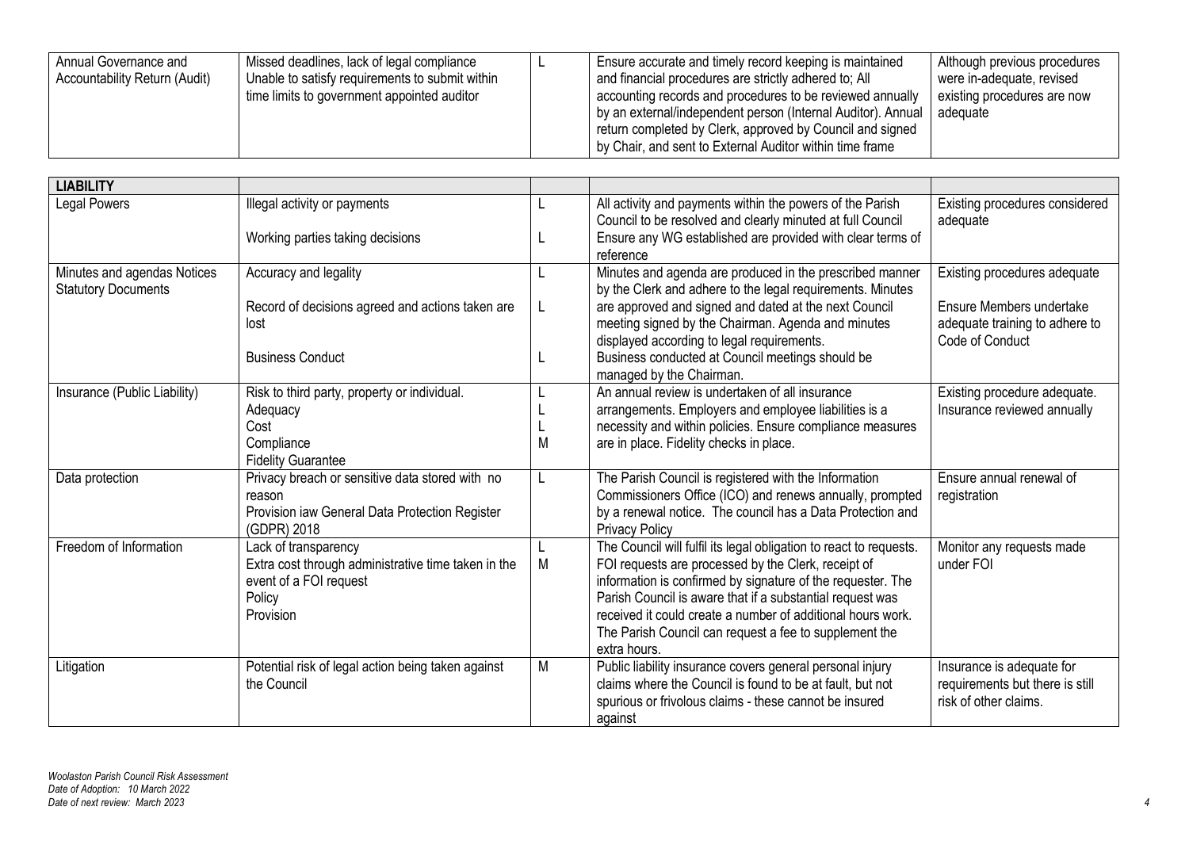| | | | | |
|---|---|---|---|---|
| Annual Governance and Accountability Return (Audit) | Missed deadlines, lack of legal compliance Unable to satisfy requirements to submit within time limits to government appointed auditor | L | Ensure accurate and timely record keeping is maintained and financial procedures are strictly adhered to; All accounting records and procedures to be reviewed annually by an external/independent person (Internal Auditor). Annual return completed by Clerk, approved by Council and signed by Chair, and sent to External Auditor within time frame | Although previous procedures were in-adequate, revised existing procedures are now adequate |

| **LIABILITY** | | | | |
|---|---|---|---|---|
| Legal Powers | Illegal activity or payments<br><br>Working parties taking decisions | L<br><br>L | All activity and payments within the powers of the Parish Council to be resolved and clearly minuted at full Council<br>Ensure any WG established are provided with clear terms of reference | Existing procedures considered adequate |
| Minutes and agendas Notices Statutory Documents | Accuracy and legality<br><br>Record of decisions agreed and actions taken are lost<br><br>Business Conduct | L<br><br>L<br><br>L | Minutes and agenda are produced in the prescribed manner by the Clerk and adhere to the legal requirements. Minutes are approved and signed and dated at the next Council meeting signed by the Chairman. Agenda and minutes displayed according to legal requirements.<br>Business conducted at Council meetings should be managed by the Chairman. | Existing procedures adequate<br><br>Ensure Members undertake adequate training to adhere to Code of Conduct |
| Insurance (Public Liability) | Risk to third party, property or individual.<br>Adequacy<br>Cost<br>Compliance<br>Fidelity Guarantee | L<br>L<br>L<br>M | An annual review is undertaken of all insurance arrangements. Employers and employee liabilities is a necessity and within policies. Ensure compliance measures are in place. Fidelity checks in place. | Existing procedure adequate. Insurance reviewed annually |
| Data protection | Privacy breach or sensitive data stored with no reason<br>Provision iaw General Data Protection Register (GDPR) 2018 | L | The Parish Council is registered with the Information Commissioners Office (ICO) and renews annually, prompted by a renewal notice. The council has a Data Protection and Privacy Policy | Ensure annual renewal of registration |
| Freedom of Information | Lack of transparency<br>Extra cost through administrative time taken in the event of a FOI request<br>Policy<br>Provision | L<br>M | The Council will fulfil its legal obligation to react to requests. FOI requests are processed by the Clerk, receipt of information is confirmed by signature of the requester. The Parish Council is aware that if a substantial request was received it could create a number of additional hours work. The Parish Council can request a fee to supplement the extra hours. | Monitor any requests made under FOI |
| Litigation | Potential risk of legal action being taken against the Council | M | Public liability insurance covers general personal injury claims where the Council is found to be at fault, but not spurious or frivolous claims - these cannot be insured against | Insurance is adequate for requirements but there is still risk of other claims. |

*Woolaston Parish Council Risk Assessment*
*Date of Adoption: 10 March 2022*
*Date of next review: March 2023*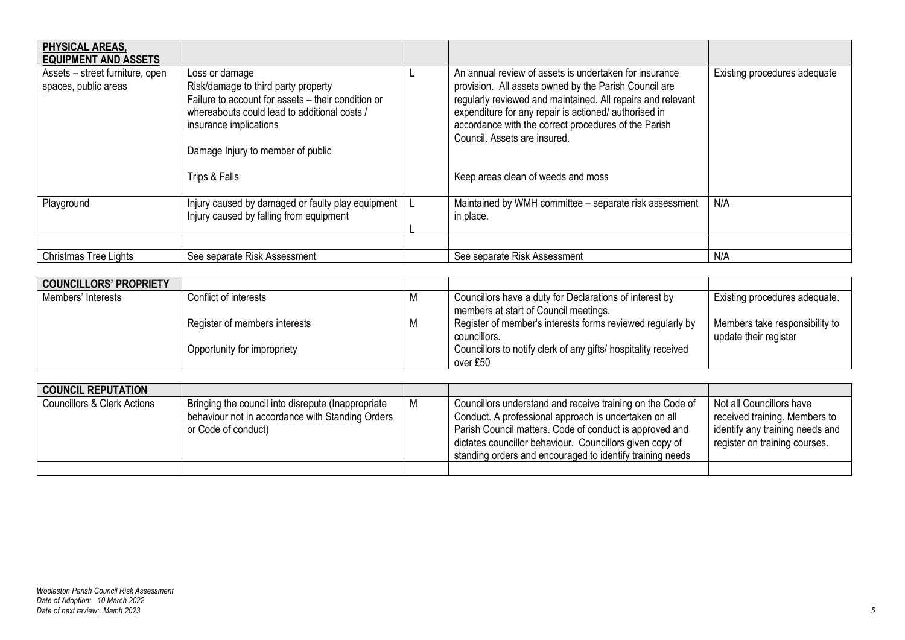| PHYSICAL AREAS, EQUIPMENT AND ASSETS | | | | |
|---|---|---|---|---|
| Assets – street furniture, open spaces, public areas | Loss or damage<br>Risk/damage to third party property<br>Failure to account for assets – their condition or whereabouts could lead to additional costs / insurance implications<br><br>Damage Injury to member of public<br><br>Trips & Falls | L | An annual review of assets is undertaken for insurance provision. All assets owned by the Parish Council are regularly reviewed and maintained. All repairs and relevant expenditure for any repair is actioned/ authorised in accordance with the correct procedures of the Parish Council. Assets are insured.<br><br>Keep areas clean of weeds and moss | Existing procedures adequate |
| Playground | Injury caused by damaged or faulty play equipment<br>Injury caused by falling from equipment | L<br>L | Maintained by WMH committee – separate risk assessment in place. | N/A |
| | | | | |
| Christmas Tree Lights | See separate Risk Assessment | | See separate Risk Assessment | N/A |

| COUNCILLORS' PROPRIETY | | | | |
|---|---|---|---|---|
| Members' Interests | Conflict of interests<br><br>Register of members interests<br><br>Opportunity for impropriety | M<br><br>M | Councillors have a duty for Declarations of interest by members at start of Council meetings.<br>Register of member's interests forms reviewed regularly by councillors.<br>Councillors to notify clerk of any gifts/ hospitality received over £50 | Existing procedures adequate.<br><br>Members take responsibility to update their register |

| COUNCIL REPUTATION | | | | |
|---|---|---|---|---|
| Councillors & Clerk Actions | Bringing the council into disrepute (Inappropriate behaviour not in accordance with Standing Orders or Code of conduct) | M | Councillors understand and receive training on the Code of Conduct. A professional approach is undertaken on all Parish Council matters. Code of conduct is approved and dictates councillor behaviour. Councillors given copy of standing orders and encouraged to identify training needs | Not all Councillors have received training. Members to identify any training needs and register on training courses. |
| | | | | |

*Woolaston Parish Council Risk Assessment*
*Date of Adoption: 10 March 2022*
*Date of next review: March 2023*